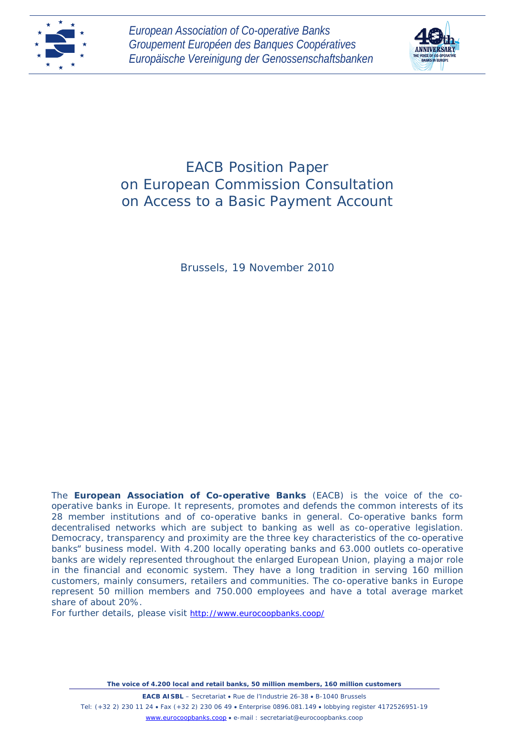*European Association of Co-operative Banks*
*Groupement Européen des Banques Coopératives*
*Europäische Vereinigung der Genossenschaftsbanken*

# EACB Position Paper on European Commission Consultation on Access to a Basic Payment Account

Brussels, 19 November 2010

The **European Association of Co-operative Banks** (EACB) is the voice of the co-operative banks in Europe. It represents, promotes and defends the common interests of its 28 member institutions and of co-operative banks in general. Co-operative banks form decentralised networks which are subject to banking as well as co-operative legislation. Democracy, transparency and proximity are the three key characteristics of the co-operative banks" business model. With 4.200 locally operating banks and 63.000 outlets co-operative banks are widely represented throughout the enlarged European Union, playing a major role in the financial and economic system. They have a long tradition in serving 160 million customers, mainly consumers, retailers and communities. The co-operative banks in Europe represent 50 million members and 750.000 employees and have a total average market share of about 20%.
For further details, please visit http://www.eurocoopbanks.coop/

**The voice of 4.200 local and retail banks, 50 million members, 160 million customers**

**EACB AISBL** – Secretariat • Rue de l'Industrie 26-38 • B-1040 Brussels
Tel: (+32 2) 230 11 24 • Fax (+32 2) 230 06 49 • Enterprise 0896.081.149 • lobbying register 4172526951-19
www.eurocoopbanks.coop • e-mail : secretariat@eurocoopbanks.coop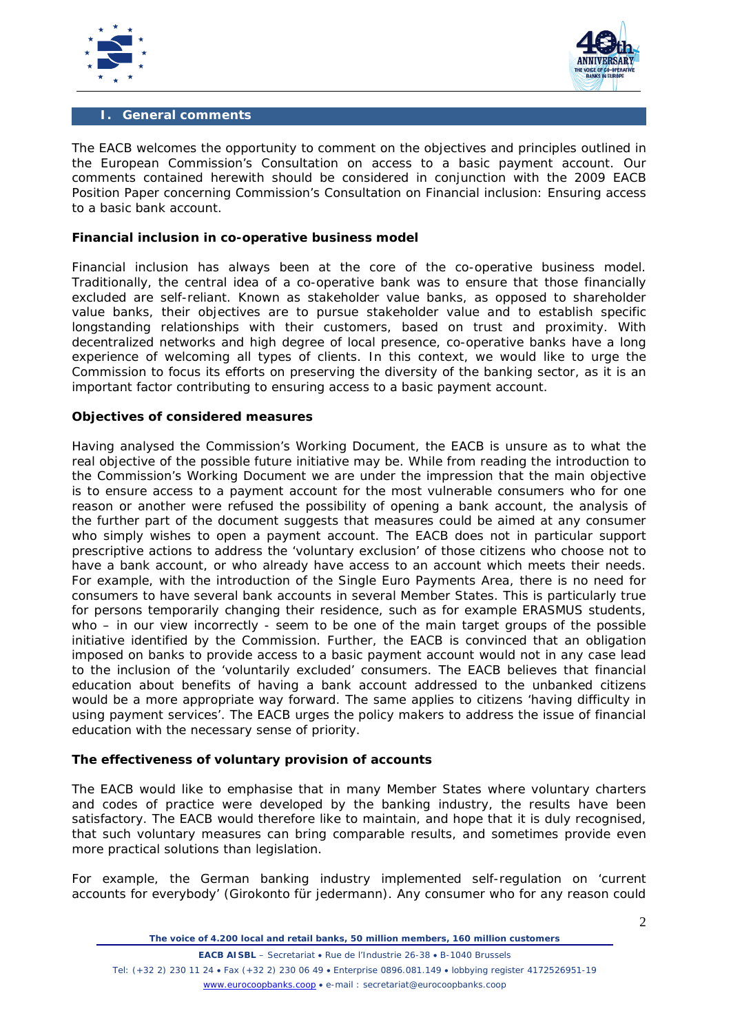## I. General comments

The EACB welcomes the opportunity to comment on the objectives and principles outlined in the European Commission's Consultation on access to a basic payment account. Our comments contained herewith should be considered in conjunction with the 2009 EACB Position Paper concerning Commission's Consultation on Financial inclusion: Ensuring access to a basic bank account.

**Financial inclusion in co-operative business model**

Financial inclusion has always been at the core of the co-operative business model. Traditionally, the central idea of a co-operative bank was to ensure that those financially excluded are self-reliant. Known as stakeholder value banks, as opposed to shareholder value banks, their objectives are to pursue stakeholder value and to establish specific longstanding relationships with their customers, based on trust and proximity. With decentralized networks and high degree of local presence, co-operative banks have a long experience of welcoming all types of clients. In this context, we would like to urge the Commission to focus its efforts on preserving the diversity of the banking sector, as it is an important factor contributing to ensuring access to a basic payment account.

**Objectives of considered measures**

Having analysed the Commission's Working Document, the EACB is unsure as to what the real objective of the possible future initiative may be. While from reading the introduction to the Commission's Working Document we are under the impression that the main objective is to ensure access to a payment account for the most vulnerable consumers who for one reason or another were refused the possibility of opening a bank account, the analysis of the further part of the document suggests that measures could be aimed at any consumer who simply wishes to open a payment account. The EACB does not in particular support prescriptive actions to address the 'voluntary exclusion' of those citizens who choose not to have a bank account, or who already have access to an account which meets their needs. For example, with the introduction of the Single Euro Payments Area, there is no need for consumers to have several bank accounts in several Member States. This is particularly true for persons temporarily changing their residence, such as for example ERASMUS students, who – in our view incorrectly - seem to be one of the main target groups of the possible initiative identified by the Commission. Further, the EACB is convinced that an obligation imposed on banks to provide access to a basic payment account would not in any case lead to the inclusion of the 'voluntarily excluded' consumers. The EACB believes that financial education about benefits of having a bank account addressed to the unbanked citizens would be a more appropriate way forward. The same applies to citizens 'having difficulty in using payment services'. The EACB urges the policy makers to address the issue of financial education with the necessary sense of priority.

**The effectiveness of voluntary provision of accounts**

The EACB would like to emphasise that in many Member States where voluntary charters and codes of practice were developed by the banking industry, the results have been satisfactory. The EACB would therefore like to maintain, and hope that it is duly recognised, that such voluntary measures can bring comparable results, and sometimes provide even more practical solutions than legislation.

For example, the German banking industry implemented self-regulation on 'current accounts for everybody' (*Girokonto für jedermann*). Any consumer who for any reason could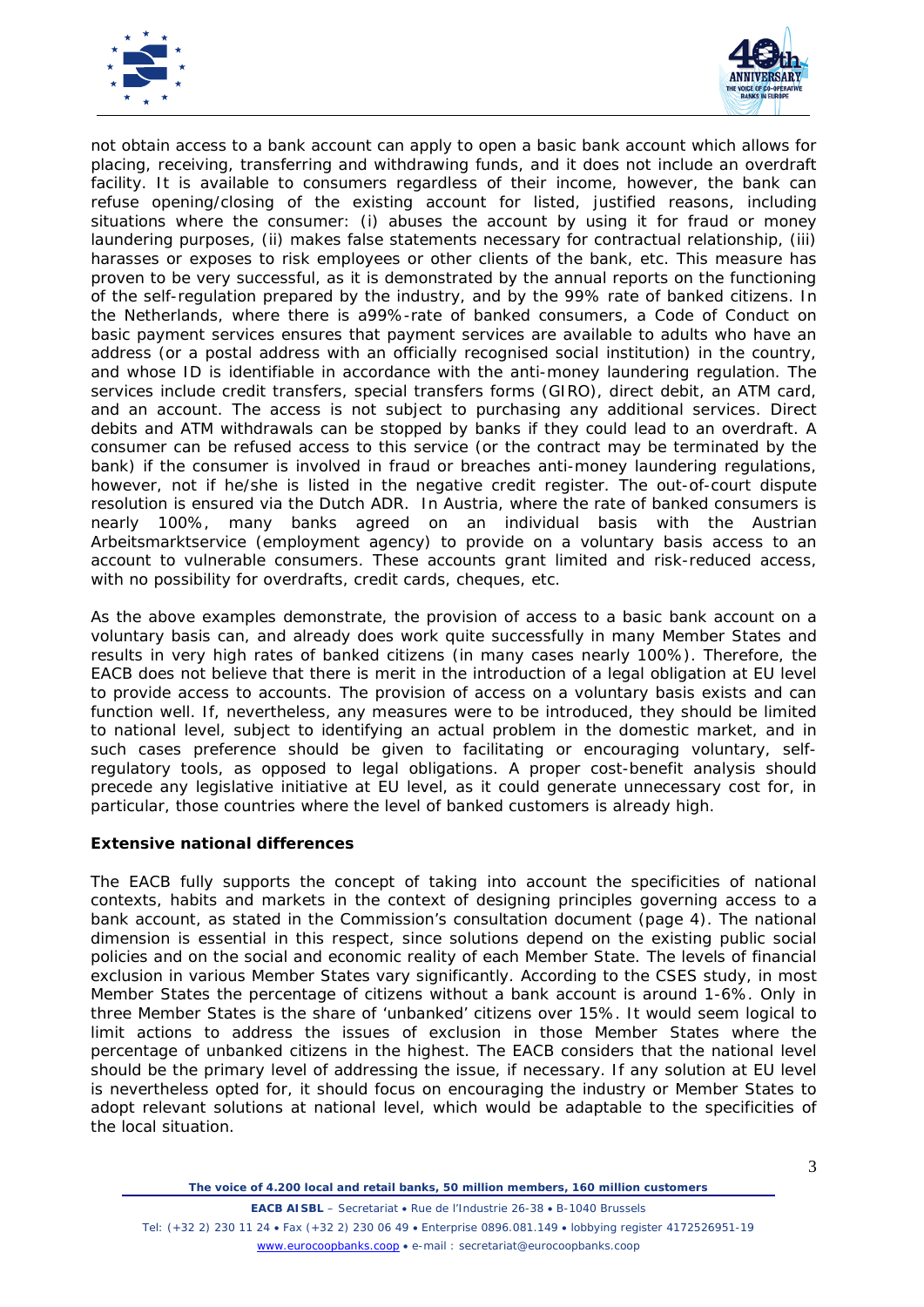not obtain access to a bank account can apply to open a basic bank account which allows for placing, receiving, transferring and withdrawing funds, and it does not include an overdraft facility. It is available to consumers regardless of their income, however, the bank can refuse opening/closing of the existing account for listed, justified reasons, including situations where the consumer: (i) abuses the account by using it for fraud or money laundering purposes, (ii) makes false statements necessary for contractual relationship, (iii) harasses or exposes to risk employees or other clients of the bank, etc. This measure has proven to be very successful, as it is demonstrated by the annual reports on the functioning of the self-regulation prepared by the industry, and by the 99% rate of banked citizens. In the Netherlands, where there is a99%-rate of banked consumers, a Code of Conduct on basic payment services ensures that payment services are available to adults who have an address (or a postal address with an officially recognised social institution) in the country, and whose ID is identifiable in accordance with the anti-money laundering regulation. The services include credit transfers, special transfers forms (GIRO), direct debit, an ATM card, and an account. The access is not subject to purchasing any additional services. Direct debits and ATM withdrawals can be stopped by banks if they could lead to an overdraft. A consumer can be refused access to this service (or the contract may be terminated by the bank) if the consumer is involved in fraud or breaches anti-money laundering regulations, however, not if he/she is listed in the negative credit register. The out-of-court dispute resolution is ensured via the Dutch ADR. In Austria, where the rate of banked consumers is nearly 100%, many banks agreed on an individual basis with the Austrian Arbeitsmarktservice (employment agency) to provide on a voluntary basis access to an account to vulnerable consumers. These accounts grant limited and risk-reduced access, with no possibility for overdrafts, credit cards, cheques, etc.

As the above examples demonstrate, the provision of access to a basic bank account on a voluntary basis can, and already does work quite successfully in many Member States and results in very high rates of banked citizens (in many cases nearly 100%). Therefore, the EACB does not believe that there is merit in the introduction of a legal obligation at EU level to provide access to accounts. The provision of access on a voluntary basis exists and can function well. If, nevertheless, any measures were to be introduced, they should be limited to national level, subject to identifying an actual problem in the domestic market, and in such cases preference should be given to facilitating or encouraging voluntary, self-regulatory tools, as opposed to legal obligations. A proper cost-benefit analysis should precede any legislative initiative at EU level, as it could generate unnecessary cost for, in particular, those countries where the level of banked customers is already high.

**Extensive national differences**

The EACB fully supports the concept of taking into account the specificities of national contexts, habits and markets in the context of designing principles governing access to a bank account, as stated in the Commission's consultation document (page 4). The national dimension is essential in this respect, since solutions depend on the existing public social policies and on the social and economic reality of each Member State. The levels of financial exclusion in various Member States vary significantly. According to the CSES study, in most Member States the percentage of citizens without a bank account is around 1-6%. Only in three Member States is the share of 'unbanked' citizens over 15%. It would seem logical to limit actions to address the issues of exclusion in those Member States where the percentage of unbanked citizens in the highest. The EACB considers that the national level should be the primary level of addressing the issue, if necessary. If any solution at EU level is nevertheless opted for, it should focus on encouraging the industry or Member States to adopt relevant solutions at national level, which would be adaptable to the specificities of the local situation.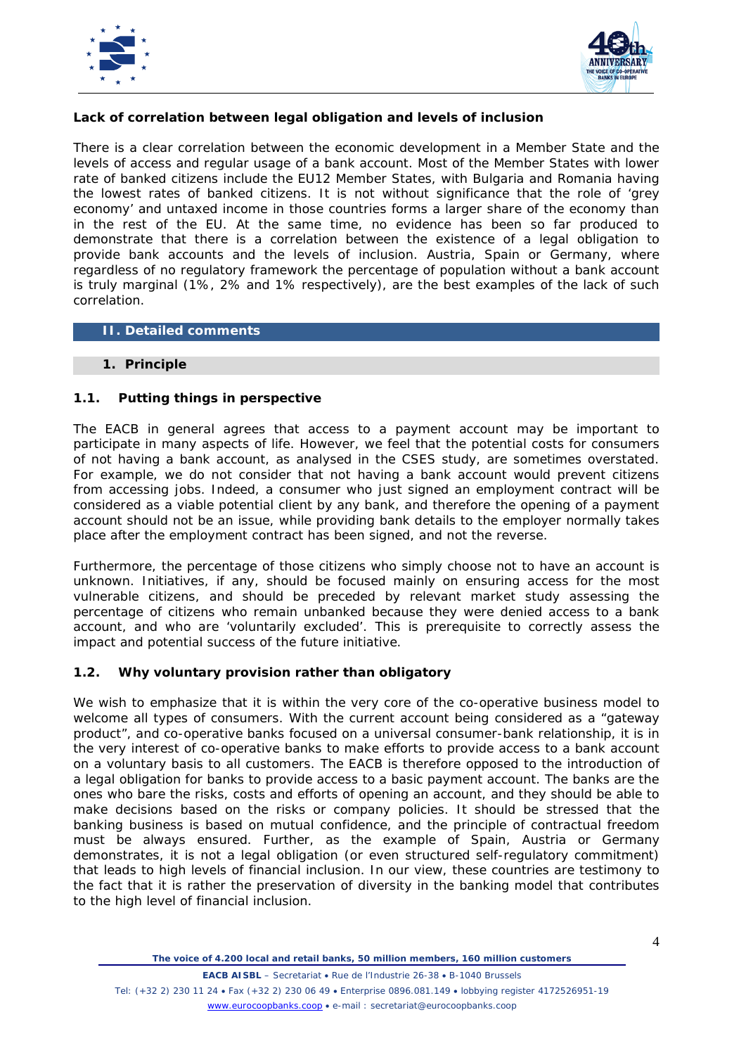**Lack of correlation between legal obligation and levels of inclusion**

There is a clear correlation between the economic development in a Member State and the levels of access and regular usage of a bank account. Most of the Member States with lower rate of banked citizens include the EU12 Member States, with Bulgaria and Romania having the lowest rates of banked citizens. It is not without significance that the role of 'grey economy' and untaxed income in those countries forms a larger share of the economy than in the rest of the EU. At the same time, no evidence has been so far produced to demonstrate that there is a correlation between the existence of a legal obligation to provide bank accounts and the levels of inclusion. Austria, Spain or Germany, where regardless of no regulatory framework the percentage of population without a bank account is truly marginal (1%, 2% and 1% respectively), are the best examples of the lack of such correlation.

## II. Detailed comments

### 1. Principle

#### 1.1. Putting things in perspective

The EACB in general agrees that access to a payment account may be important to participate in many aspects of life. However, we feel that the potential costs for consumers of not having a bank account, as analysed in the CSES study, are sometimes overstated. For example, we do not consider that not having a bank account would prevent citizens from accessing jobs. Indeed, a consumer who just signed an employment contract will be considered as a viable potential client by any bank, and therefore the opening of a payment account should not be an issue, while providing bank details to the employer normally takes place after the employment contract has been signed, and not the reverse.

Furthermore, the percentage of those citizens who simply choose not to have an account is unknown. Initiatives, if any, should be focused mainly on ensuring access for the most vulnerable citizens, and should be preceded by relevant market study assessing the percentage of citizens who remain unbanked because they were denied access to a bank account, and who are 'voluntarily excluded'. This is prerequisite to correctly assess the impact and potential success of the future initiative.

#### 1.2. Why voluntary provision rather than obligatory

We wish to emphasize that it is within the very core of the co-operative business model to welcome all types of consumers. With the current account being considered as a "gateway product", and co-operative banks focused on a universal consumer-bank relationship, it is in the very interest of co-operative banks to make efforts to provide access to a bank account on a voluntary basis to all customers. The EACB is therefore opposed to the introduction of a legal obligation for banks to provide access to a basic payment account. The banks are the ones who bare the risks, costs and efforts of opening an account, and they should be able to make decisions based on the risks or company policies. It should be stressed that the banking business is based on mutual confidence, and the principle of contractual freedom must be always ensured. Further, as the example of Spain, Austria or Germany demonstrates, it is not a legal obligation (or even structured self-regulatory commitment) that leads to high levels of financial inclusion. In our view, these countries are testimony to the fact that it is rather the preservation of diversity in the banking model that contributes to the high level of financial inclusion.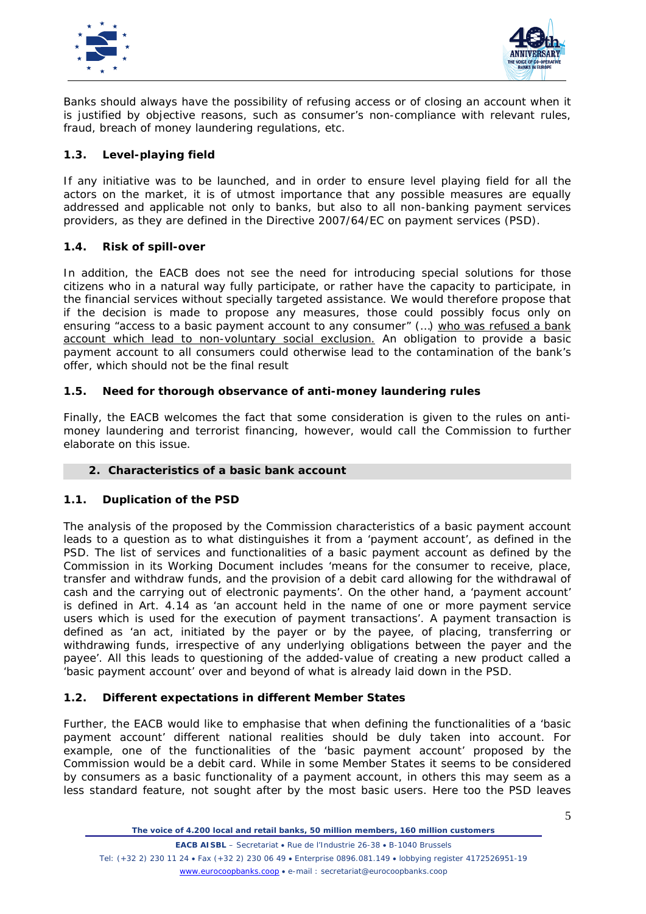Banks should always have the possibility of refusing access or of closing an account when it is justified by objective reasons, such as consumer's non-compliance with relevant rules, fraud, breach of money laundering regulations, etc.

### 1.3. Level-playing field

If any initiative was to be launched, and in order to ensure level playing field for all the actors on the market, it is of utmost importance that any possible measures are equally addressed and applicable not only to banks, but also to all non-banking payment services providers, as they are defined in the Directive 2007/64/EC on payment services (PSD).

### 1.4. Risk of spill-over

In addition, the EACB does not see the need for introducing special solutions for those citizens who in a natural way fully participate, or rather have the capacity to participate, in the financial services without specially targeted assistance. We would therefore propose that if the decision is made to propose any measures, those could possibly focus only on ensuring "access to a basic payment account to any consumer" (…) <u>who was refused a bank account which lead to non-voluntary social exclusion.</u> An obligation to provide a basic payment account to all consumers could otherwise lead to the contamination of the bank's offer, which should not be the final result

### 1.5. Need for thorough observance of anti-money laundering rules

Finally, the EACB welcomes the fact that some consideration is given to the rules on anti-money laundering and terrorist financing, however, would call the Commission to further elaborate on this issue.

## 2. Characteristics of a basic bank account

### 1.1. Duplication of the PSD

The analysis of the proposed by the Commission characteristics of a basic payment account leads to a question as to what distinguishes it from a 'payment account', as defined in the PSD. The list of services and functionalities of a basic payment account as defined by the Commission in its Working Document includes 'means for the consumer to receive, place, transfer and withdraw funds, and the provision of a debit card allowing for the withdrawal of cash and the carrying out of electronic payments'. On the other hand, a 'payment account' is defined in Art. 4.14 as 'an account held in the name of one or more payment service users which is used for the execution of payment transactions'. A payment transaction is defined as 'an act, initiated by the payer or by the payee, of placing, transferring or withdrawing funds, irrespective of any underlying obligations between the payer and the payee'. All this leads to questioning of the added-value of creating a new product called a 'basic payment account' over and beyond of what is already laid down in the PSD.

### 1.2. Different expectations in different Member States

Further, the EACB would like to emphasise that when defining the functionalities of a 'basic payment account' different national realities should be duly taken into account. For example, one of the functionalities of the 'basic payment account' proposed by the Commission would be a debit card. While in some Member States it seems to be considered by consumers as a basic functionality of a payment account, in others this may seem as a less standard feature, not sought after by the most basic users. Here too the PSD leaves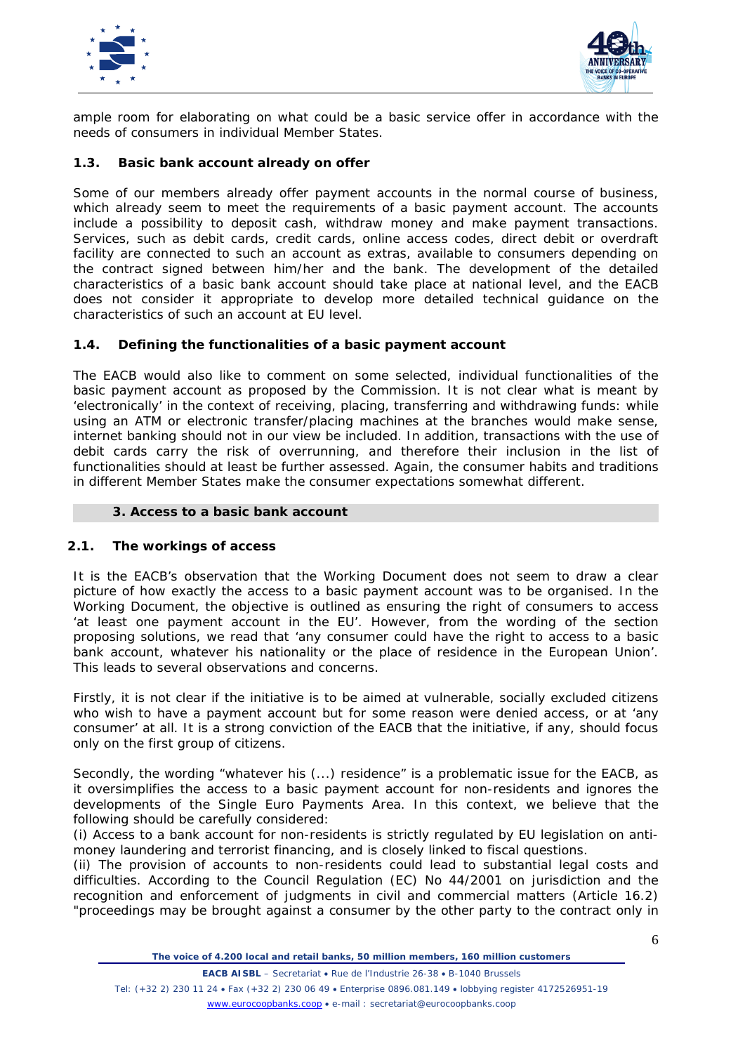ample room for elaborating on what could be a basic service offer in accordance with the needs of consumers in individual Member States.

### 1.3. Basic bank account already on offer

Some of our members already offer payment accounts in the normal course of business, which already seem to meet the requirements of a basic payment account. The accounts include a possibility to deposit cash, withdraw money and make payment transactions. Services, such as debit cards, credit cards, online access codes, direct debit or overdraft facility are connected to such an account as extras, available to consumers depending on the contract signed between him/her and the bank. The development of the detailed characteristics of a basic bank account should take place at national level, and the EACB does not consider it appropriate to develop more detailed technical guidance on the characteristics of such an account at EU level.

### 1.4. Defining the functionalities of a basic payment account

The EACB would also like to comment on some selected, individual functionalities of the basic payment account as proposed by the Commission. It is not clear what is meant by 'electronically' in the context of receiving, placing, transferring and withdrawing funds: while using an ATM or electronic transfer/placing machines at the branches would make sense, internet banking should not in our view be included. In addition, transactions with the use of debit cards carry the risk of overrunning, and therefore their inclusion in the list of functionalities should at least be further assessed. Again, the consumer habits and traditions in different Member States make the consumer expectations somewhat different.

## 3. Access to a basic bank account

### 2.1. The workings of access

It is the EACB's observation that the Working Document does not seem to draw a clear picture of how exactly the access to a basic payment account was to be organised. In the Working Document, the objective is outlined as ensuring the right of consumers to access 'at least one payment account in the EU'. However, from the wording of the section proposing solutions, we read that 'any consumer could have the right to access to a basic bank account, whatever his nationality or the place of residence in the European Union'. This leads to several observations and concerns.

Firstly, it is not clear if the initiative is to be aimed at vulnerable, socially excluded citizens who wish to have a payment account but for some reason were denied access, or at 'any consumer' at all. It is a strong conviction of the EACB that the initiative, if any, should focus only on the first group of citizens.

Secondly, the wording "whatever his (...) residence" is a problematic issue for the EACB, as it oversimplifies the access to a basic payment account for non-residents and ignores the developments of the Single Euro Payments Area. In this context, we believe that the following should be carefully considered:

(i) Access to a bank account for non-residents is strictly regulated by EU legislation on anti-money laundering and terrorist financing, and is closely linked to fiscal questions.

(ii) The provision of accounts to non-residents could lead to substantial legal costs and difficulties. According to the Council Regulation (EC) No 44/2001 on jurisdiction and the recognition and enforcement of judgments in civil and commercial matters (Article 16.2) "proceedings may be brought against a consumer by the other party to the contract only in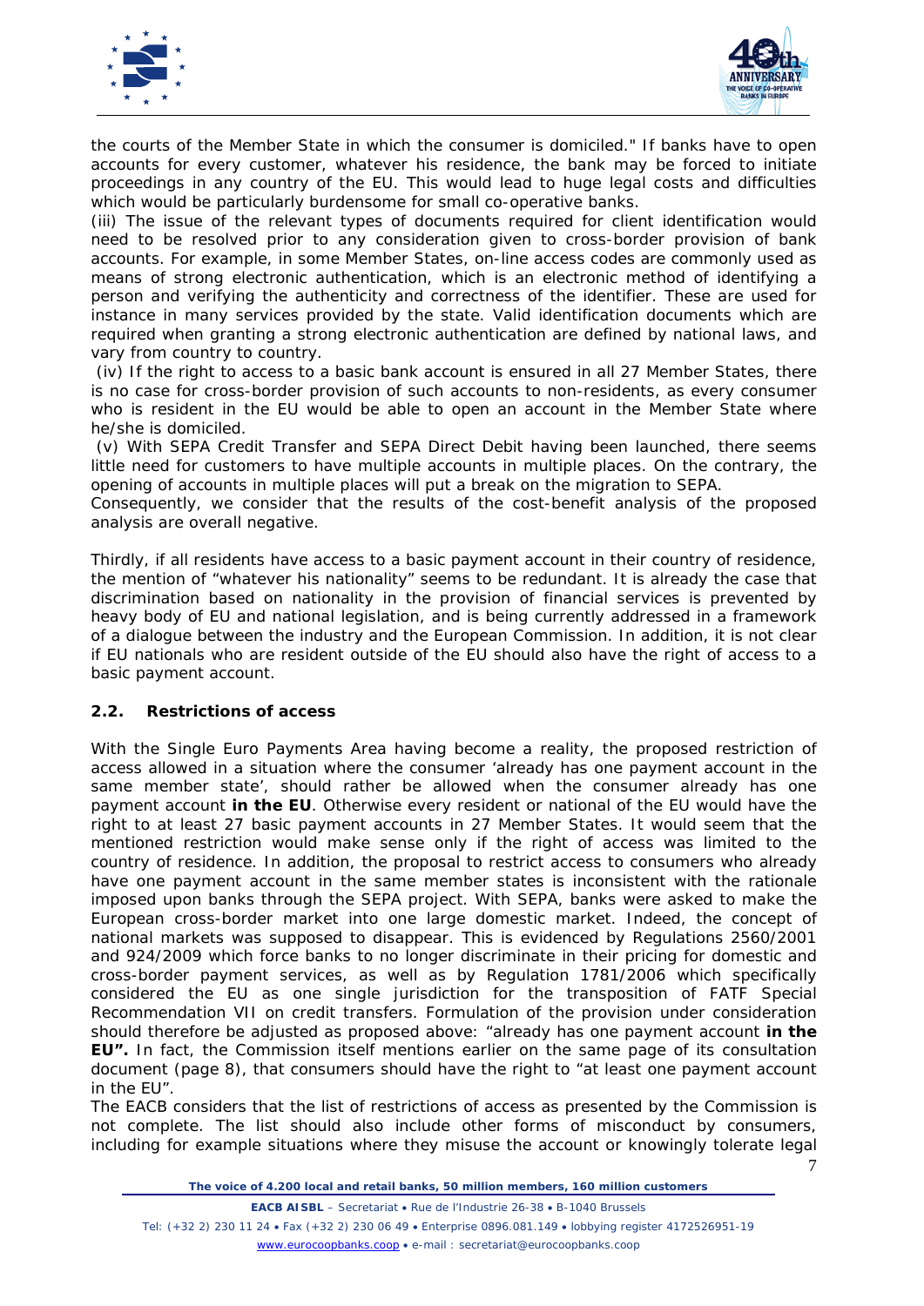the courts of the Member State in which the consumer is domiciled." If banks have to open accounts for every customer, whatever his residence, the bank may be forced to initiate proceedings in any country of the EU. This would lead to huge legal costs and difficulties which would be particularly burdensome for small co-operative banks.

(iii) The issue of the relevant types of documents required for client identification would need to be resolved prior to any consideration given to cross-border provision of bank accounts. For example, in some Member States, on-line access codes are commonly used as means of strong electronic authentication, which is an electronic method of identifying a person and verifying the authenticity and correctness of the identifier. These are used for instance in many services provided by the state. Valid identification documents which are required when granting a strong electronic authentication are defined by national laws, and vary from country to country.

(iv) If the right to access to a basic bank account is ensured in all 27 Member States, there is no case for cross-border provision of such accounts to non-residents, as every consumer who is resident in the EU would be able to open an account in the Member State where he/she is domiciled.

(v) With SEPA Credit Transfer and SEPA Direct Debit having been launched, there seems little need for customers to have multiple accounts in multiple places. On the contrary, the opening of accounts in multiple places will put a break on the migration to SEPA.

Consequently, we consider that the results of the cost-benefit analysis of the proposed analysis are overall negative.

Thirdly, if all residents have access to a basic payment account in their country of residence, the mention of "whatever his nationality" seems to be redundant. It is already the case that discrimination based on nationality in the provision of financial services is prevented by heavy body of EU and national legislation, and is being currently addressed in a framework of a dialogue between the industry and the European Commission. In addition, it is not clear if EU nationals who are resident outside of the EU should also have the right of access to a basic payment account.

## 2.2. Restrictions of access

With the Single Euro Payments Area having become a reality, the proposed restriction of access allowed in a situation where the consumer 'already has one payment account in the same member state', should rather be allowed when the consumer already has one payment account **in the EU**. Otherwise every resident or national of the EU would have the right to at least 27 basic payment accounts in 27 Member States. It would seem that the mentioned restriction would make sense only if the right of access was limited to the country of residence. In addition, the proposal to restrict access to consumers who already have one payment account in the same member states is inconsistent with the rationale imposed upon banks through the SEPA project. With SEPA, banks were asked to make the European cross-border market into one large domestic market. Indeed, the concept of national markets was supposed to disappear. This is evidenced by Regulations 2560/2001 and 924/2009 which force banks to no longer discriminate in their pricing for domestic and cross-border payment services, as well as by Regulation 1781/2006 which specifically considered the EU as one single jurisdiction for the transposition of FATF Special Recommendation VII on credit transfers. Formulation of the provision under consideration should therefore be adjusted as proposed above: "already has one payment account **in the EU".** In fact, the Commission itself mentions earlier on the same page of its consultation document (page 8), that consumers should have the right to "at least one payment account in the EU".

The EACB considers that the list of restrictions of access as presented by the Commission is not complete. The list should also include other forms of misconduct by consumers, including for example situations where they misuse the account or knowingly tolerate legal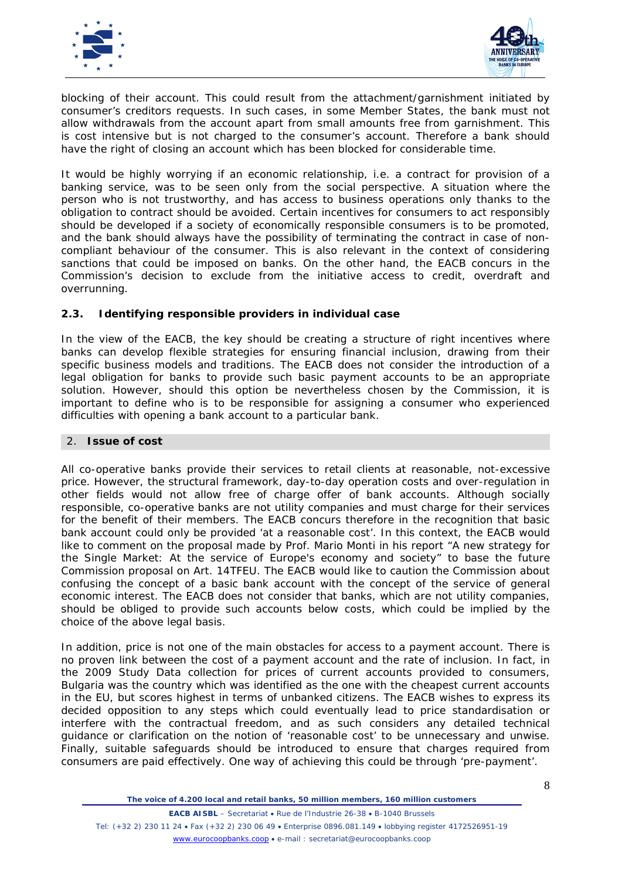blocking of their account. This could result from the attachment/garnishment initiated by consumer's creditors requests. In such cases, in some Member States, the bank must not allow withdrawals from the account apart from small amounts free from garnishment. This is cost intensive but is not charged to the consumer's account. Therefore a bank should have the right of closing an account which has been blocked for considerable time.

It would be highly worrying if an economic relationship, i.e. a contract for provision of a banking service, was to be seen only from the social perspective. A situation where the person who is not trustworthy, and has access to business operations only thanks to the obligation to contract should be avoided. Certain incentives for consumers to act responsibly should be developed if a society of economically responsible consumers is to be promoted, and the bank should always have the possibility of terminating the contract in case of non-compliant behaviour of the consumer. This is also relevant in the context of considering sanctions that could be imposed on banks. On the other hand, the EACB concurs in the Commission's decision to exclude from the initiative access to credit, overdraft and overrunning.

### 2.3. Identifying responsible providers in individual case

In the view of the EACB, the key should be creating a structure of right incentives where banks can develop flexible strategies for ensuring financial inclusion, drawing from their specific business models and traditions. The EACB does not consider the introduction of a legal obligation for banks to provide such basic payment accounts to be an appropriate solution. However, should this option be nevertheless chosen by the Commission, it is important to define who is to be responsible for assigning a consumer who experienced difficulties with opening a bank account to a particular bank.

## 2. Issue of cost

All co-operative banks provide their services to retail clients at reasonable, not-excessive price. However, the structural framework, day-to-day operation costs and over-regulation in other fields would not allow free of charge offer of bank accounts. Although socially responsible, co-operative banks are not utility companies and must charge for their services for the benefit of their members. The EACB concurs therefore in the recognition that basic bank account could only be provided 'at a reasonable cost'. In this context, the EACB would like to comment on the proposal made by Prof. Mario Monti in his report "A new strategy for the Single Market: At the service of Europe's economy and society" to base the future Commission proposal on Art. 14TFEU. The EACB would like to caution the Commission about confusing the concept of a basic bank account with the concept of the service of general economic interest. The EACB does not consider that banks, which are not utility companies, should be obliged to provide such accounts below costs, which could be implied by the choice of the above legal basis.

In addition, price is not one of the main obstacles for access to a payment account. There is no proven link between the cost of a payment account and the rate of inclusion. In fact, in the 2009 Study Data collection for prices of current accounts provided to consumers, Bulgaria was the country which was identified as the one with the cheapest current accounts in the EU, but scores highest in terms of unbanked citizens. The EACB wishes to express its decided opposition to any steps which could eventually lead to price standardisation or interfere with the contractual freedom, and as such considers any detailed technical guidance or clarification on the notion of 'reasonable cost' to be unnecessary and unwise. Finally, suitable safeguards should be introduced to ensure that charges required from consumers are paid effectively. One way of achieving this could be through 'pre-payment'.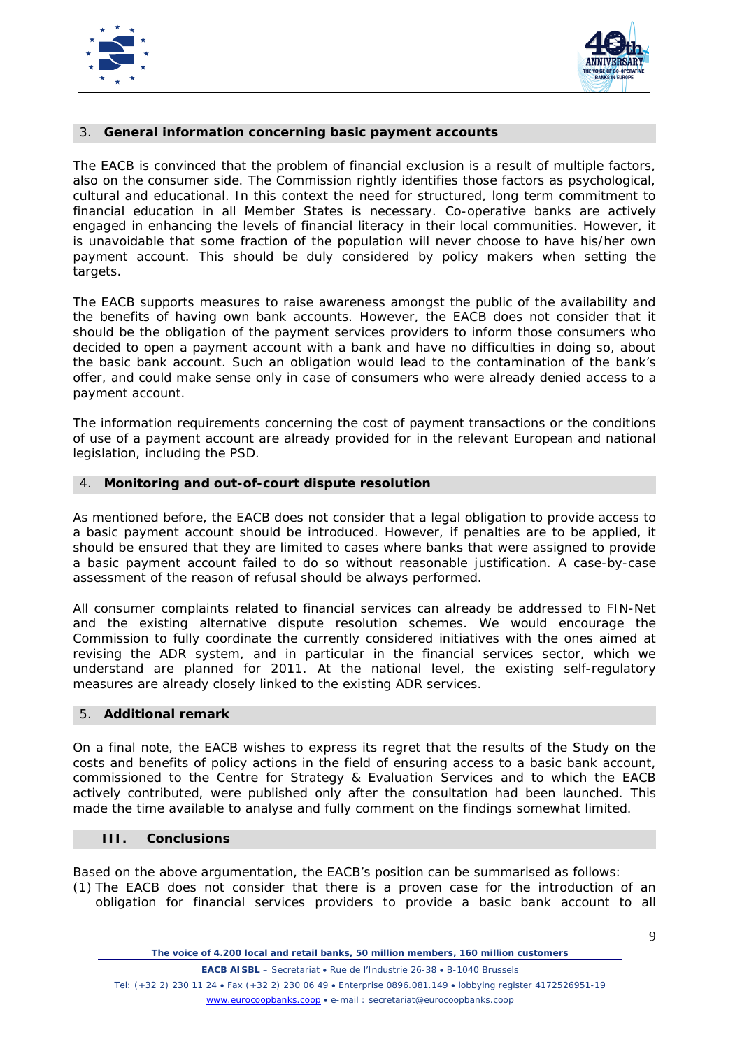### 3. General information concerning basic payment accounts

The EACB is convinced that the problem of financial exclusion is a result of multiple factors, also on the consumer side. The Commission rightly identifies those factors as psychological, cultural and educational. In this context the need for structured, long term commitment to financial education in all Member States is necessary. Co-operative banks are actively engaged in enhancing the levels of financial literacy in their local communities. However, it is unavoidable that some fraction of the population will never choose to have his/her own payment account. This should be duly considered by policy makers when setting the targets.

The EACB supports measures to raise awareness amongst the public of the availability and the benefits of having own bank accounts. However, the EACB does not consider that it should be the obligation of the payment services providers to inform those consumers who decided to open a payment account with a bank and have no difficulties in doing so, about the basic bank account. Such an obligation would lead to the contamination of the bank's offer, and could make sense only in case of consumers who were already denied access to a payment account.

The information requirements concerning the cost of payment transactions or the conditions of use of a payment account are already provided for in the relevant European and national legislation, including the PSD.

### 4. Monitoring and out-of-court dispute resolution

As mentioned before, the EACB does not consider that a legal obligation to provide access to a basic payment account should be introduced. However, if penalties are to be applied, it should be ensured that they are limited to cases where banks that were assigned to provide a basic payment account failed to do so without reasonable justification. A case-by-case assessment of the reason of refusal should be always performed.

All consumer complaints related to financial services can already be addressed to FIN-Net and the existing alternative dispute resolution schemes. We would encourage the Commission to fully coordinate the currently considered initiatives with the ones aimed at revising the ADR system, and in particular in the financial services sector, which we understand are planned for 2011. At the national level, the existing self-regulatory measures are already closely linked to the existing ADR services.

### 5. Additional remark

On a final note, the EACB wishes to express its regret that the results of the Study on the costs and benefits of policy actions in the field of ensuring access to a basic bank account, commissioned to the Centre for Strategy & Evaluation Services and to which the EACB actively contributed, were published only after the consultation had been launched. This made the time available to analyse and fully comment on the findings somewhat limited.

## III. Conclusions

Based on the above argumentation, the EACB's position can be summarised as follows:

(1) The EACB does not consider that there is a proven case for the introduction of an obligation for financial services providers to provide a basic bank account to all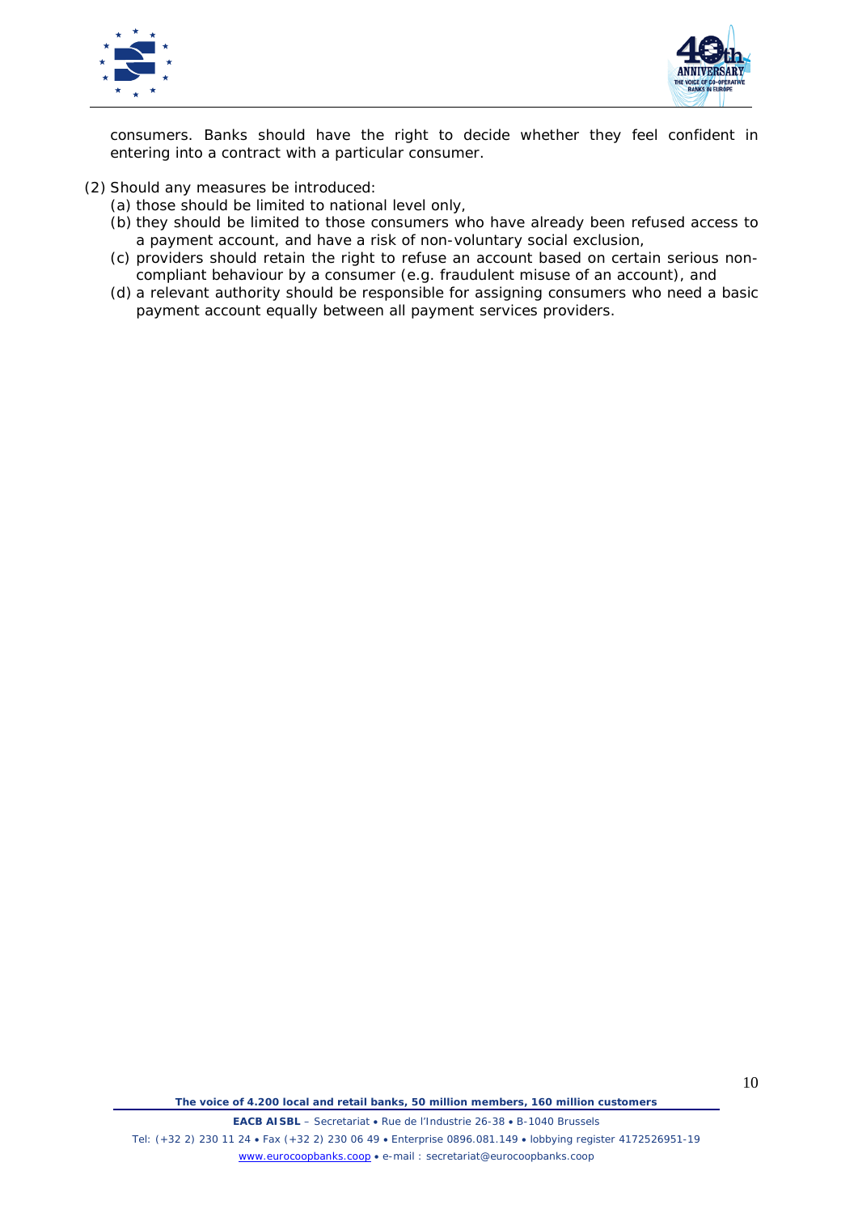consumers. Banks should have the right to decide whether they feel confident in entering into a contract with a particular consumer.

(2) Should any measures be introduced:
   (a) those should be limited to national level only,
   (b) they should be limited to those consumers who have already been refused access to a payment account, and have a risk of non-voluntary social exclusion,
   (c) providers should retain the right to refuse an account based on certain serious non-compliant behaviour by a consumer (e.g. fraudulent misuse of an account), and
   (d) a relevant authority should be responsible for assigning consumers who need a basic payment account equally between all payment services providers.